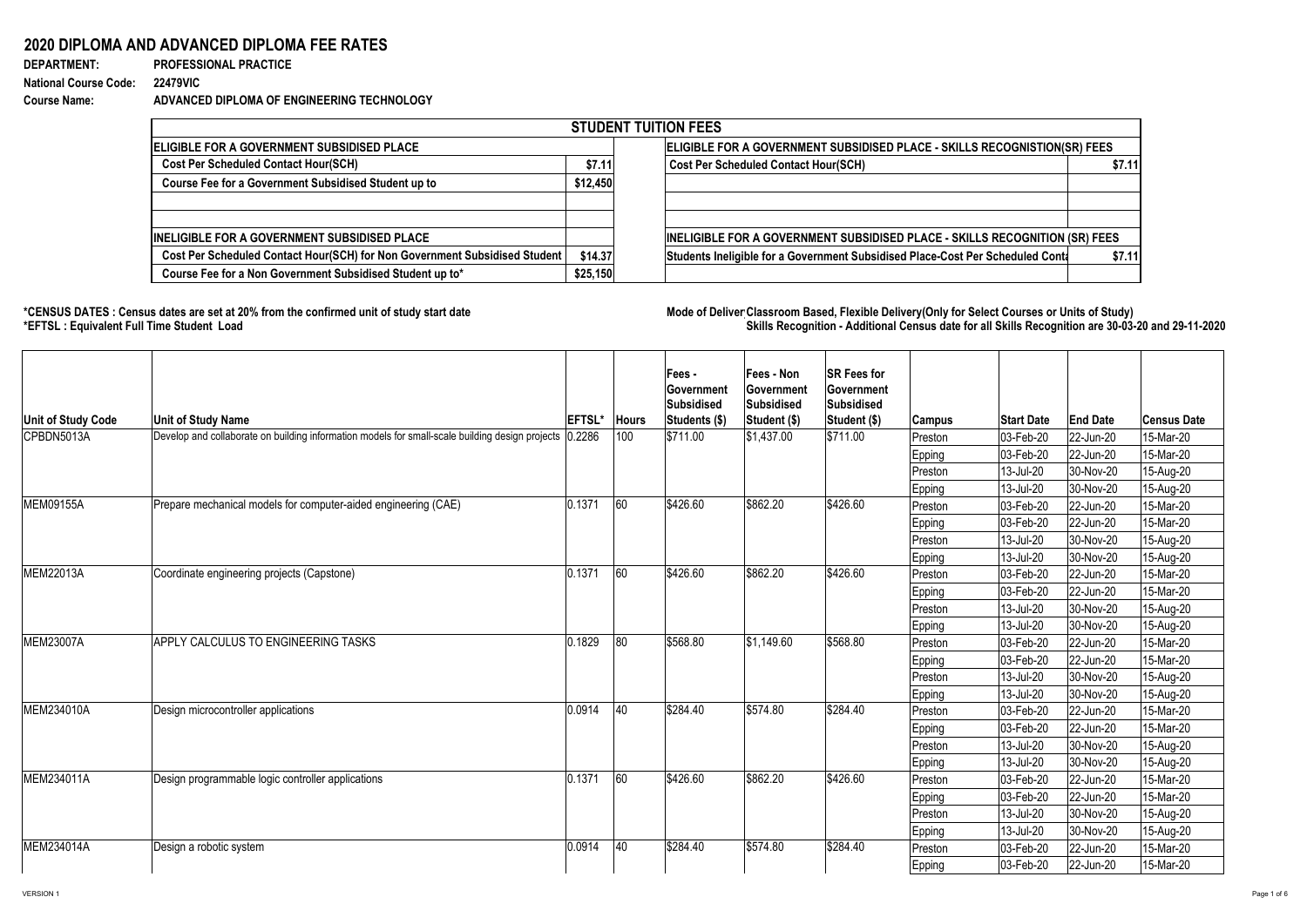# 2020 DIPLOMA AND ADVANCED DIPLOMA FEE RATES

**DEPARTMENT:** PROFESSIONAL PRACTICE

**National Course Code:** 22479VIC

**Course Name:** ADVANCED DIPLOMA OF ENGINEERING TECHNOLOGY

| STUDENT TUITION FEES | | | |
|---|---|---|---|
| **ELIGIBLE FOR A GOVERNMENT SUBSIDISED PLACE** | | **ELIGIBLE FOR A GOVERNMENT SUBSIDISED PLACE - SKILLS RECOGNISTION(SR) FEES** | |
| Cost Per Scheduled Contact Hour(SCH) | $7.11 | Cost Per Scheduled Contact Hour(SCH) | $7.11 |
| Course Fee for a Government Subsidised Student up to | $12,450 | | |
| | | | |
| | | | |
| **INELIGIBLE FOR A GOVERNMENT SUBSIDISED PLACE** | | **INELIGIBLE FOR A GOVERNMENT SUBSIDISED PLACE - SKILLS RECOGNITION (SR) FEES** | |
| Cost Per Scheduled Contact Hour(SCH) for Non Government Subsidised Student | $14.37 | Students Ineligible for a Government Subsidised Place-Cost Per Scheduled Conta | $7.11 |
| Course Fee for a Non Government Subsidised Student up to* | $25,150 | | |

**\*CENSUS DATES : Census dates are set at 20% from the confirmed unit of study start date**

**\*EFTSL : Equivalent Full Time Student Load**

**Mode of Deliver Classroom Based, Flexible Delivery(Only for Select Courses or Units of Study)**

**Skills Recognition - Additional Census date for all Skills Recognition are 30-03-20 and 29-11-2020**

| Unit of Study Code | Unit of Study Name | EFTSL* | Hours | Fees - Government Subsidised Students ($) | Fees - Non Government Subsidised Student ($) | SR Fees for Government Subsidised Student ($) | Campus | Start Date | End Date | Census Date |
|---|---|---|---|---|---|---|---|---|---|---|
| CPBDN5013A | Develop and collaborate on building information models for small-scale building design projects | 0.2286 | 100 | $711.00 | $1,437.00 | $711.00 | Preston | 03-Feb-20 | 22-Jun-20 | 15-Mar-20 |
| | | | | | | | Epping | 03-Feb-20 | 22-Jun-20 | 15-Mar-20 |
| | | | | | | | Preston | 13-Jul-20 | 30-Nov-20 | 15-Aug-20 |
| | | | | | | | Epping | 13-Jul-20 | 30-Nov-20 | 15-Aug-20 |
| MEM09155A | Prepare mechanical models for computer-aided engineering (CAE) | 0.1371 | 60 | $426.60 | $862.20 | $426.60 | Preston | 03-Feb-20 | 22-Jun-20 | 15-Mar-20 |
| | | | | | | | Epping | 03-Feb-20 | 22-Jun-20 | 15-Mar-20 |
| | | | | | | | Preston | 13-Jul-20 | 30-Nov-20 | 15-Aug-20 |
| | | | | | | | Epping | 13-Jul-20 | 30-Nov-20 | 15-Aug-20 |
| MEM22013A | Coordinate engineering projects (Capstone) | 0.1371 | 60 | $426.60 | $862.20 | $426.60 | Preston | 03-Feb-20 | 22-Jun-20 | 15-Mar-20 |
| | | | | | | | Epping | 03-Feb-20 | 22-Jun-20 | 15-Mar-20 |
| | | | | | | | Preston | 13-Jul-20 | 30-Nov-20 | 15-Aug-20 |
| | | | | | | | Epping | 13-Jul-20 | 30-Nov-20 | 15-Aug-20 |
| MEM23007A | APPLY CALCULUS TO ENGINEERING TASKS | 0.1829 | 80 | $568.80 | $1,149.60 | $568.80 | Preston | 03-Feb-20 | 22-Jun-20 | 15-Mar-20 |
| | | | | | | | Epping | 03-Feb-20 | 22-Jun-20 | 15-Mar-20 |
| | | | | | | | Preston | 13-Jul-20 | 30-Nov-20 | 15-Aug-20 |
| | | | | | | | Epping | 13-Jul-20 | 30-Nov-20 | 15-Aug-20 |
| MEM234010A | Design microcontroller applications | 0.0914 | 40 | $284.40 | $574.80 | $284.40 | Preston | 03-Feb-20 | 22-Jun-20 | 15-Mar-20 |
| | | | | | | | Epping | 03-Feb-20 | 22-Jun-20 | 15-Mar-20 |
| | | | | | | | Preston | 13-Jul-20 | 30-Nov-20 | 15-Aug-20 |
| | | | | | | | Epping | 13-Jul-20 | 30-Nov-20 | 15-Aug-20 |
| MEM234011A | Design programmable logic controller applications | 0.1371 | 60 | $426.60 | $862.20 | $426.60 | Preston | 03-Feb-20 | 22-Jun-20 | 15-Mar-20 |
| | | | | | | | Epping | 03-Feb-20 | 22-Jun-20 | 15-Mar-20 |
| | | | | | | | Preston | 13-Jul-20 | 30-Nov-20 | 15-Aug-20 |
| | | | | | | | Epping | 13-Jul-20 | 30-Nov-20 | 15-Aug-20 |
| MEM234014A | Design a robotic system | 0.0914 | 40 | $284.40 | $574.80 | $284.40 | Preston | 03-Feb-20 | 22-Jun-20 | 15-Mar-20 |
| | | | | | | | Epping | 03-Feb-20 | 22-Jun-20 | 15-Mar-20 |

VERSION 1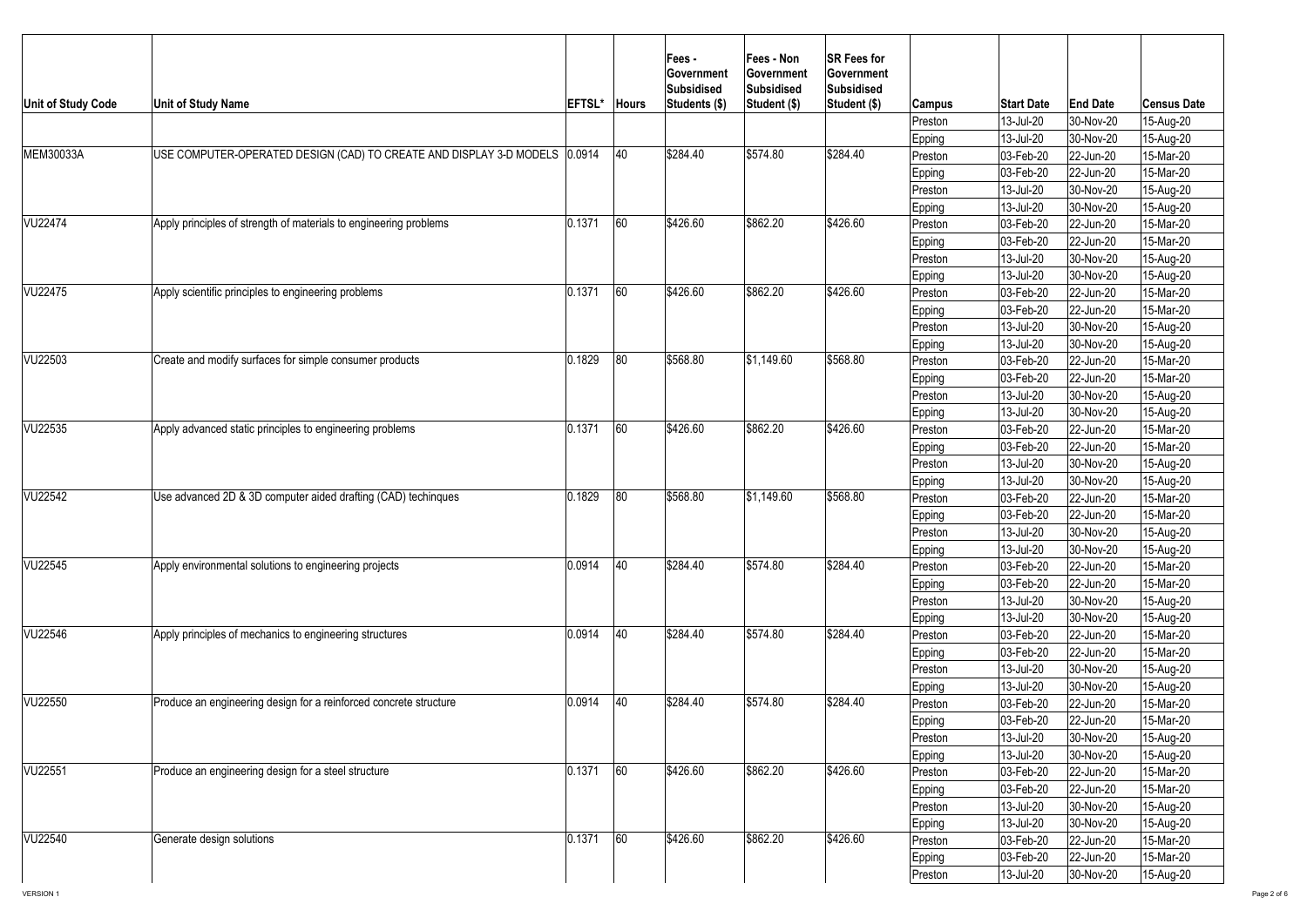| Unit of Study Code | Unit of Study Name | EFTSL* | Hours | Fees - Government Subsidised Students ($) | Fees - Non Government Subsidised Student ($) | SR Fees for Government Subsidised Student ($) | Campus | Start Date | End Date | Census Date |
|---|---|---|---|---|---|---|---|---|---|---|
| | | | | | | | Preston | 13-Jul-20 | 30-Nov-20 | 15-Aug-20 |
| | | | | | | | Epping | 13-Jul-20 | 30-Nov-20 | 15-Aug-20 |
| MEM30033A | USE COMPUTER-OPERATED DESIGN (CAD) TO CREATE AND DISPLAY 3-D MODELS | 0.0914 | 40 | $284.40 | $574.80 | $284.40 | Preston | 03-Feb-20 | 22-Jun-20 | 15-Mar-20 |
| | | | | | | | Epping | 03-Feb-20 | 22-Jun-20 | 15-Mar-20 |
| | | | | | | | Preston | 13-Jul-20 | 30-Nov-20 | 15-Aug-20 |
| | | | | | | | Epping | 13-Jul-20 | 30-Nov-20 | 15-Aug-20 |
| VU22474 | Apply principles of strength of materials to engineering problems | 0.1371 | 60 | $426.60 | $862.20 | $426.60 | Preston | 03-Feb-20 | 22-Jun-20 | 15-Mar-20 |
| | | | | | | | Epping | 03-Feb-20 | 22-Jun-20 | 15-Mar-20 |
| | | | | | | | Preston | 13-Jul-20 | 30-Nov-20 | 15-Aug-20 |
| | | | | | | | Epping | 13-Jul-20 | 30-Nov-20 | 15-Aug-20 |
| VU22475 | Apply scientific principles to engineering problems | 0.1371 | 60 | $426.60 | $862.20 | $426.60 | Preston | 03-Feb-20 | 22-Jun-20 | 15-Mar-20 |
| | | | | | | | Epping | 03-Feb-20 | 22-Jun-20 | 15-Mar-20 |
| | | | | | | | Preston | 13-Jul-20 | 30-Nov-20 | 15-Aug-20 |
| | | | | | | | Epping | 13-Jul-20 | 30-Nov-20 | 15-Aug-20 |
| VU22503 | Create and modify surfaces for simple consumer products | 0.1829 | 80 | $568.80 | $1,149.60 | $568.80 | Preston | 03-Feb-20 | 22-Jun-20 | 15-Mar-20 |
| | | | | | | | Epping | 03-Feb-20 | 22-Jun-20 | 15-Mar-20 |
| | | | | | | | Preston | 13-Jul-20 | 30-Nov-20 | 15-Aug-20 |
| | | | | | | | Epping | 13-Jul-20 | 30-Nov-20 | 15-Aug-20 |
| VU22535 | Apply advanced static principles to engineering problems | 0.1371 | 60 | $426.60 | $862.20 | $426.60 | Preston | 03-Feb-20 | 22-Jun-20 | 15-Mar-20 |
| | | | | | | | Epping | 03-Feb-20 | 22-Jun-20 | 15-Mar-20 |
| | | | | | | | Preston | 13-Jul-20 | 30-Nov-20 | 15-Aug-20 |
| | | | | | | | Epping | 13-Jul-20 | 30-Nov-20 | 15-Aug-20 |
| VU22542 | Use advanced 2D & 3D computer aided drafting (CAD) techinques | 0.1829 | 80 | $568.80 | $1,149.60 | $568.80 | Preston | 03-Feb-20 | 22-Jun-20 | 15-Mar-20 |
| | | | | | | | Epping | 03-Feb-20 | 22-Jun-20 | 15-Mar-20 |
| | | | | | | | Preston | 13-Jul-20 | 30-Nov-20 | 15-Aug-20 |
| | | | | | | | Epping | 13-Jul-20 | 30-Nov-20 | 15-Aug-20 |
| VU22545 | Apply environmental solutions to engineering projects | 0.0914 | 40 | $284.40 | $574.80 | $284.40 | Preston | 03-Feb-20 | 22-Jun-20 | 15-Mar-20 |
| | | | | | | | Epping | 03-Feb-20 | 22-Jun-20 | 15-Mar-20 |
| | | | | | | | Preston | 13-Jul-20 | 30-Nov-20 | 15-Aug-20 |
| | | | | | | | Epping | 13-Jul-20 | 30-Nov-20 | 15-Aug-20 |
| VU22546 | Apply principles of mechanics to engineering structures | 0.0914 | 40 | $284.40 | $574.80 | $284.40 | Preston | 03-Feb-20 | 22-Jun-20 | 15-Mar-20 |
| | | | | | | | Epping | 03-Feb-20 | 22-Jun-20 | 15-Mar-20 |
| | | | | | | | Preston | 13-Jul-20 | 30-Nov-20 | 15-Aug-20 |
| | | | | | | | Epping | 13-Jul-20 | 30-Nov-20 | 15-Aug-20 |
| VU22550 | Produce an engineering design for a reinforced concrete structure | 0.0914 | 40 | $284.40 | $574.80 | $284.40 | Preston | 03-Feb-20 | 22-Jun-20 | 15-Mar-20 |
| | | | | | | | Epping | 03-Feb-20 | 22-Jun-20 | 15-Mar-20 |
| | | | | | | | Preston | 13-Jul-20 | 30-Nov-20 | 15-Aug-20 |
| | | | | | | | Epping | 13-Jul-20 | 30-Nov-20 | 15-Aug-20 |
| VU22551 | Produce an engineering design for a steel structure | 0.1371 | 60 | $426.60 | $862.20 | $426.60 | Preston | 03-Feb-20 | 22-Jun-20 | 15-Mar-20 |
| | | | | | | | Epping | 03-Feb-20 | 22-Jun-20 | 15-Mar-20 |
| | | | | | | | Preston | 13-Jul-20 | 30-Nov-20 | 15-Aug-20 |
| | | | | | | | Epping | 13-Jul-20 | 30-Nov-20 | 15-Aug-20 |
| VU22540 | Generate design solutions | 0.1371 | 60 | $426.60 | $862.20 | $426.60 | Preston | 03-Feb-20 | 22-Jun-20 | 15-Mar-20 |
| | | | | | | | Epping | 03-Feb-20 | 22-Jun-20 | 15-Mar-20 |
| | | | | | | | Preston | 13-Jul-20 | 30-Nov-20 | 15-Aug-20 |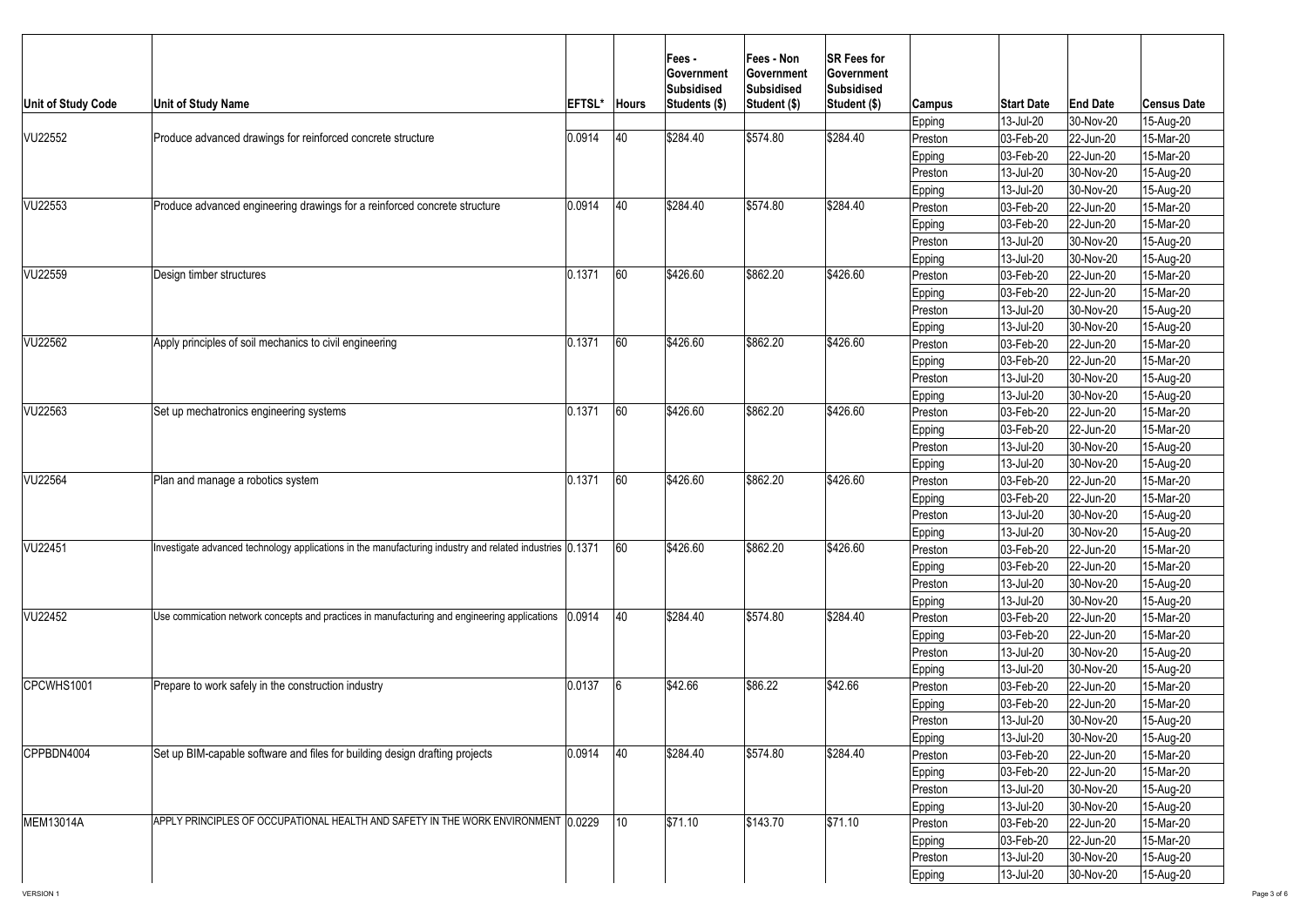| Unit of Study Code | Unit of Study Name | EFTSL* | Hours | Fees - Government Subsidised Students ($) | Fees - Non Government Subsidised Student ($) | SR Fees for Government Subsidised Student ($) | Campus | Start Date | End Date | Census Date |
|---|---|---|---|---|---|---|---|---|---|---|
| | | | | | | | Epping | 13-Jul-20 | 30-Nov-20 | 15-Aug-20 |
| VU22552 | Produce advanced drawings for reinforced concrete structure | 0.0914 | 40 | $284.40 | $574.80 | $284.40 | Preston | 03-Feb-20 | 22-Jun-20 | 15-Mar-20 |
| | | | | | | | Epping | 03-Feb-20 | 22-Jun-20 | 15-Mar-20 |
| | | | | | | | Preston | 13-Jul-20 | 30-Nov-20 | 15-Aug-20 |
| | | | | | | | Epping | 13-Jul-20 | 30-Nov-20 | 15-Aug-20 |
| VU22553 | Produce advanced engineering drawings for a reinforced concrete structure | 0.0914 | 40 | $284.40 | $574.80 | $284.40 | Preston | 03-Feb-20 | 22-Jun-20 | 15-Mar-20 |
| | | | | | | | Epping | 03-Feb-20 | 22-Jun-20 | 15-Mar-20 |
| | | | | | | | Preston | 13-Jul-20 | 30-Nov-20 | 15-Aug-20 |
| | | | | | | | Epping | 13-Jul-20 | 30-Nov-20 | 15-Aug-20 |
| VU22559 | Design timber structures | 0.1371 | 60 | $426.60 | $862.20 | $426.60 | Preston | 03-Feb-20 | 22-Jun-20 | 15-Mar-20 |
| | | | | | | | Epping | 03-Feb-20 | 22-Jun-20 | 15-Mar-20 |
| | | | | | | | Preston | 13-Jul-20 | 30-Nov-20 | 15-Aug-20 |
| | | | | | | | Epping | 13-Jul-20 | 30-Nov-20 | 15-Aug-20 |
| VU22562 | Apply principles of soil mechanics to civil engineering | 0.1371 | 60 | $426.60 | $862.20 | $426.60 | Preston | 03-Feb-20 | 22-Jun-20 | 15-Mar-20 |
| | | | | | | | Epping | 03-Feb-20 | 22-Jun-20 | 15-Mar-20 |
| | | | | | | | Preston | 13-Jul-20 | 30-Nov-20 | 15-Aug-20 |
| | | | | | | | Epping | 13-Jul-20 | 30-Nov-20 | 15-Aug-20 |
| VU22563 | Set up mechatronics engineering systems | 0.1371 | 60 | $426.60 | $862.20 | $426.60 | Preston | 03-Feb-20 | 22-Jun-20 | 15-Mar-20 |
| | | | | | | | Epping | 03-Feb-20 | 22-Jun-20 | 15-Mar-20 |
| | | | | | | | Preston | 13-Jul-20 | 30-Nov-20 | 15-Aug-20 |
| | | | | | | | Epping | 13-Jul-20 | 30-Nov-20 | 15-Aug-20 |
| VU22564 | Plan and manage a robotics system | 0.1371 | 60 | $426.60 | $862.20 | $426.60 | Preston | 03-Feb-20 | 22-Jun-20 | 15-Mar-20 |
| | | | | | | | Epping | 03-Feb-20 | 22-Jun-20 | 15-Mar-20 |
| | | | | | | | Preston | 13-Jul-20 | 30-Nov-20 | 15-Aug-20 |
| | | | | | | | Epping | 13-Jul-20 | 30-Nov-20 | 15-Aug-20 |
| VU22451 | Investigate advanced technology applications in the manufacturing industry and related industries | 0.1371 | 60 | $426.60 | $862.20 | $426.60 | Preston | 03-Feb-20 | 22-Jun-20 | 15-Mar-20 |
| | | | | | | | Epping | 03-Feb-20 | 22-Jun-20 | 15-Mar-20 |
| | | | | | | | Preston | 13-Jul-20 | 30-Nov-20 | 15-Aug-20 |
| | | | | | | | Epping | 13-Jul-20 | 30-Nov-20 | 15-Aug-20 |
| VU22452 | Use commication network concepts and practices in manufacturing and engineering applications | 0.0914 | 40 | $284.40 | $574.80 | $284.40 | Preston | 03-Feb-20 | 22-Jun-20 | 15-Mar-20 |
| | | | | | | | Epping | 03-Feb-20 | 22-Jun-20 | 15-Mar-20 |
| | | | | | | | Preston | 13-Jul-20 | 30-Nov-20 | 15-Aug-20 |
| | | | | | | | Epping | 13-Jul-20 | 30-Nov-20 | 15-Aug-20 |
| CPCWHS1001 | Prepare to work safely in the construction industry | 0.0137 | 6 | $42.66 | $86.22 | $42.66 | Preston | 03-Feb-20 | 22-Jun-20 | 15-Mar-20 |
| | | | | | | | Epping | 03-Feb-20 | 22-Jun-20 | 15-Mar-20 |
| | | | | | | | Preston | 13-Jul-20 | 30-Nov-20 | 15-Aug-20 |
| | | | | | | | Epping | 13-Jul-20 | 30-Nov-20 | 15-Aug-20 |
| CPPBDN4004 | Set up BIM-capable software and files for building design drafting projects | 0.0914 | 40 | $284.40 | $574.80 | $284.40 | Preston | 03-Feb-20 | 22-Jun-20 | 15-Mar-20 |
| | | | | | | | Epping | 03-Feb-20 | 22-Jun-20 | 15-Mar-20 |
| | | | | | | | Preston | 13-Jul-20 | 30-Nov-20 | 15-Aug-20 |
| | | | | | | | Epping | 13-Jul-20 | 30-Nov-20 | 15-Aug-20 |
| MEM13014A | APPLY PRINCIPLES OF OCCUPATIONAL HEALTH AND SAFETY IN THE WORK ENVIRONMENT | 0.0229 | 10 | $71.10 | $143.70 | $71.10 | Preston | 03-Feb-20 | 22-Jun-20 | 15-Mar-20 |
| | | | | | | | Epping | 03-Feb-20 | 22-Jun-20 | 15-Mar-20 |
| | | | | | | | Preston | 13-Jul-20 | 30-Nov-20 | 15-Aug-20 |
| | | | | | | | Epping | 13-Jul-20 | 30-Nov-20 | 15-Aug-20 |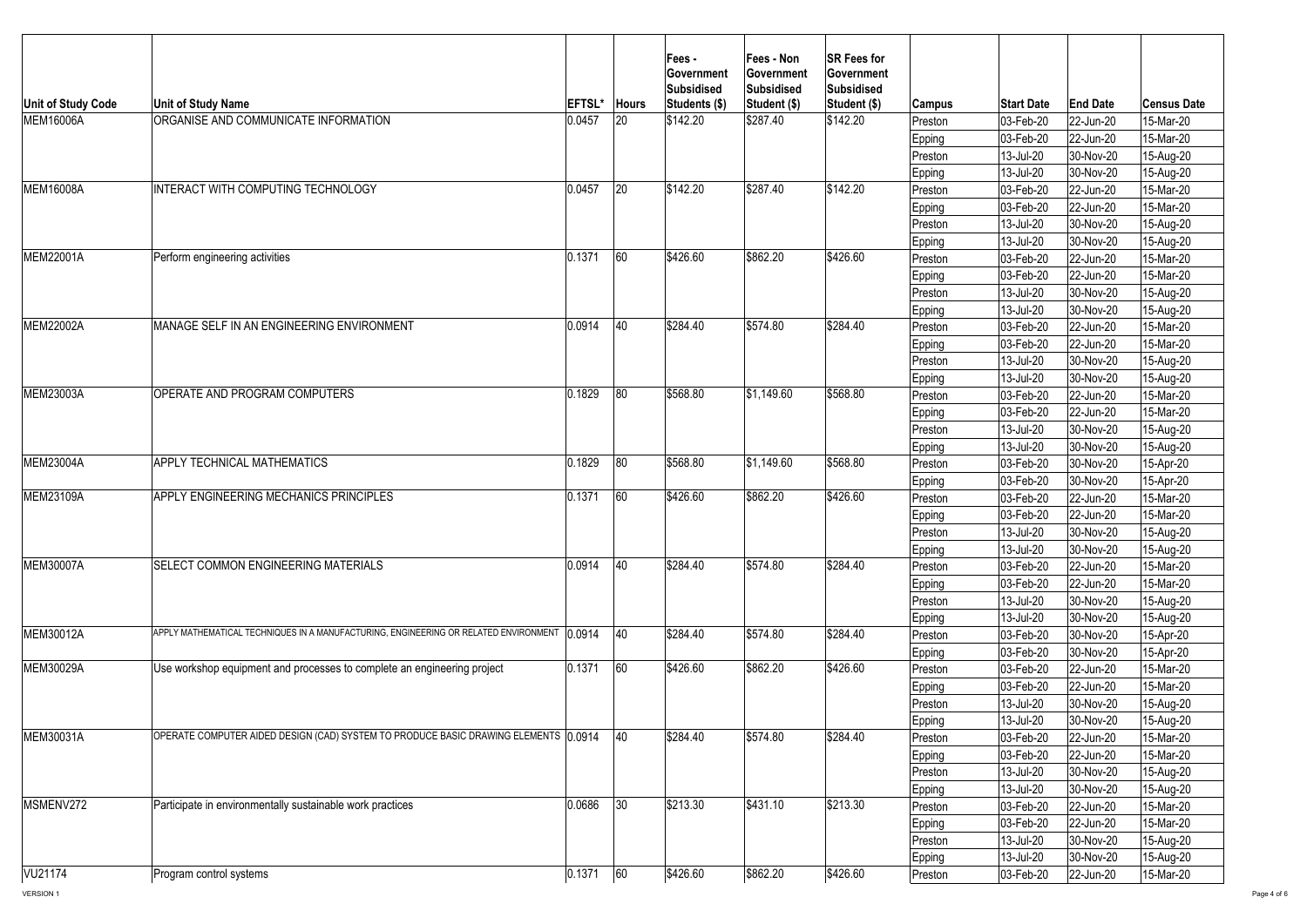| Unit of Study Code | Unit of Study Name | EFTSL* | Hours | Fees - Government Subsidised Students ($) | Fees - Non Government Subsidised Student ($) | SR Fees for Government Subsidised Student ($) | Campus | Start Date | End Date | Census Date |
|---|---|---|---|---|---|---|---|---|---|---|
| MEM16006A | ORGANISE AND COMMUNICATE INFORMATION | 0.0457 | 20 | $142.20 | $287.40 | $142.20 | Preston | 03-Feb-20 | 22-Jun-20 | 15-Mar-20 |
| | | | | | | | Epping | 03-Feb-20 | 22-Jun-20 | 15-Mar-20 |
| | | | | | | | Preston | 13-Jul-20 | 30-Nov-20 | 15-Aug-20 |
| | | | | | | | Epping | 13-Jul-20 | 30-Nov-20 | 15-Aug-20 |
| MEM16008A | INTERACT WITH COMPUTING TECHNOLOGY | 0.0457 | 20 | $142.20 | $287.40 | $142.20 | Preston | 03-Feb-20 | 22-Jun-20 | 15-Mar-20 |
| | | | | | | | Epping | 03-Feb-20 | 22-Jun-20 | 15-Mar-20 |
| | | | | | | | Preston | 13-Jul-20 | 30-Nov-20 | 15-Aug-20 |
| | | | | | | | Epping | 13-Jul-20 | 30-Nov-20 | 15-Aug-20 |
| MEM22001A | Perform engineering activities | 0.1371 | 60 | $426.60 | $862.20 | $426.60 | Preston | 03-Feb-20 | 22-Jun-20 | 15-Mar-20 |
| | | | | | | | Epping | 03-Feb-20 | 22-Jun-20 | 15-Mar-20 |
| | | | | | | | Preston | 13-Jul-20 | 30-Nov-20 | 15-Aug-20 |
| | | | | | | | Epping | 13-Jul-20 | 30-Nov-20 | 15-Aug-20 |
| MEM22002A | MANAGE SELF IN AN ENGINEERING ENVIRONMENT | 0.0914 | 40 | $284.40 | $574.80 | $284.40 | Preston | 03-Feb-20 | 22-Jun-20 | 15-Mar-20 |
| | | | | | | | Epping | 03-Feb-20 | 22-Jun-20 | 15-Mar-20 |
| | | | | | | | Preston | 13-Jul-20 | 30-Nov-20 | 15-Aug-20 |
| | | | | | | | Epping | 13-Jul-20 | 30-Nov-20 | 15-Aug-20 |
| MEM23003A | OPERATE AND PROGRAM COMPUTERS | 0.1829 | 80 | $568.80 | $1,149.60 | $568.80 | Preston | 03-Feb-20 | 22-Jun-20 | 15-Mar-20 |
| | | | | | | | Epping | 03-Feb-20 | 22-Jun-20 | 15-Mar-20 |
| | | | | | | | Preston | 13-Jul-20 | 30-Nov-20 | 15-Aug-20 |
| | | | | | | | Epping | 13-Jul-20 | 30-Nov-20 | 15-Aug-20 |
| MEM23004A | APPLY TECHNICAL MATHEMATICS | 0.1829 | 80 | $568.80 | $1,149.60 | $568.80 | Preston | 03-Feb-20 | 30-Nov-20 | 15-Apr-20 |
| | | | | | | | Epping | 03-Feb-20 | 30-Nov-20 | 15-Apr-20 |
| MEM23109A | APPLY ENGINEERING MECHANICS PRINCIPLES | 0.1371 | 60 | $426.60 | $862.20 | $426.60 | Preston | 03-Feb-20 | 22-Jun-20 | 15-Mar-20 |
| | | | | | | | Epping | 03-Feb-20 | 22-Jun-20 | 15-Mar-20 |
| | | | | | | | Preston | 13-Jul-20 | 30-Nov-20 | 15-Aug-20 |
| | | | | | | | Epping | 13-Jul-20 | 30-Nov-20 | 15-Aug-20 |
| MEM30007A | SELECT COMMON ENGINEERING MATERIALS | 0.0914 | 40 | $284.40 | $574.80 | $284.40 | Preston | 03-Feb-20 | 22-Jun-20 | 15-Mar-20 |
| | | | | | | | Epping | 03-Feb-20 | 22-Jun-20 | 15-Mar-20 |
| | | | | | | | Preston | 13-Jul-20 | 30-Nov-20 | 15-Aug-20 |
| | | | | | | | Epping | 13-Jul-20 | 30-Nov-20 | 15-Aug-20 |
| MEM30012A | APPLY MATHEMATICAL TECHNIQUES IN A MANUFACTURING, ENGINEERING OR RELATED ENVIRONMENT | 0.0914 | 40 | $284.40 | $574.80 | $284.40 | Preston | 03-Feb-20 | 30-Nov-20 | 15-Apr-20 |
| | | | | | | | Epping | 03-Feb-20 | 30-Nov-20 | 15-Apr-20 |
| MEM30029A | Use workshop equipment and processes to complete an engineering project | 0.1371 | 60 | $426.60 | $862.20 | $426.60 | Preston | 03-Feb-20 | 22-Jun-20 | 15-Mar-20 |
| | | | | | | | Epping | 03-Feb-20 | 22-Jun-20 | 15-Mar-20 |
| | | | | | | | Preston | 13-Jul-20 | 30-Nov-20 | 15-Aug-20 |
| | | | | | | | Epping | 13-Jul-20 | 30-Nov-20 | 15-Aug-20 |
| MEM30031A | OPERATE COMPUTER AIDED DESIGN (CAD) SYSTEM TO PRODUCE BASIC DRAWING ELEMENTS | 0.0914 | 40 | $284.40 | $574.80 | $284.40 | Preston | 03-Feb-20 | 22-Jun-20 | 15-Mar-20 |
| | | | | | | | Epping | 03-Feb-20 | 22-Jun-20 | 15-Mar-20 |
| | | | | | | | Preston | 13-Jul-20 | 30-Nov-20 | 15-Aug-20 |
| | | | | | | | Epping | 13-Jul-20 | 30-Nov-20 | 15-Aug-20 |
| MSMENV272 | Participate in environmentally sustainable work practices | 0.0686 | 30 | $213.30 | $431.10 | $213.30 | Preston | 03-Feb-20 | 22-Jun-20 | 15-Mar-20 |
| | | | | | | | Epping | 03-Feb-20 | 22-Jun-20 | 15-Mar-20 |
| | | | | | | | Preston | 13-Jul-20 | 30-Nov-20 | 15-Aug-20 |
| | | | | | | | Epping | 13-Jul-20 | 30-Nov-20 | 15-Aug-20 |
| VU21174 | Program control systems | 0.1371 | 60 | $426.60 | $862.20 | $426.60 | Preston | 03-Feb-20 | 22-Jun-20 | 15-Mar-20 |

VERSION 1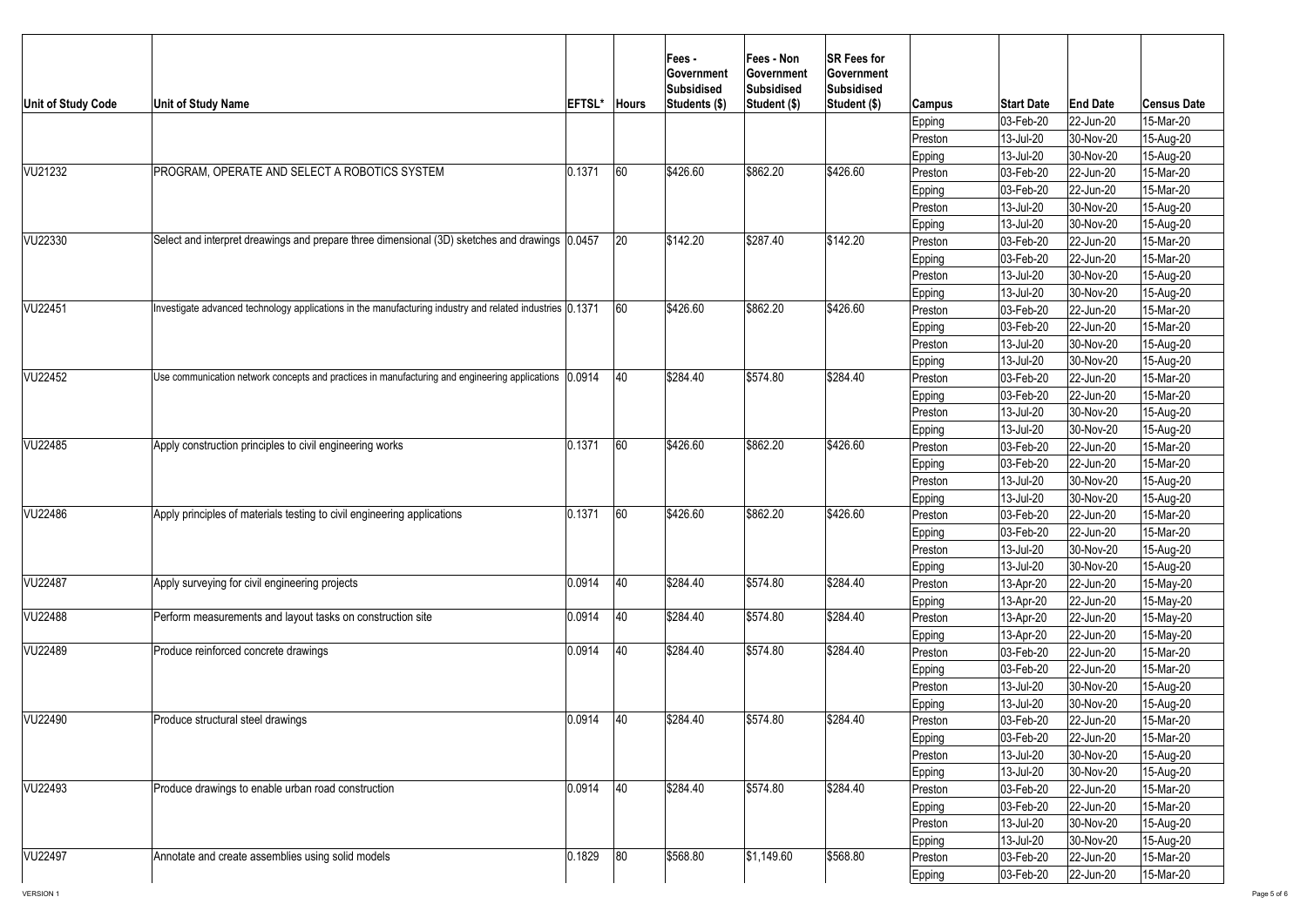| Unit of Study Code | Unit of Study Name | EFTSL* | Hours | Fees - Government Subsidised Students ($) | Fees - Non Government Subsidised Student ($) | SR Fees for Government Subsidised Student ($) | Campus | Start Date | End Date | Census Date |
|---|---|---|---|---|---|---|---|---|---|---|
| | | | | | | | Epping | 03-Feb-20 | 22-Jun-20 | 15-Mar-20 |
| | | | | | | | Preston | 13-Jul-20 | 30-Nov-20 | 15-Aug-20 |
| | | | | | | | Epping | 13-Jul-20 | 30-Nov-20 | 15-Aug-20 |
| VU21232 | PROGRAM, OPERATE AND SELECT A ROBOTICS SYSTEM | 0.1371 | 60 | $426.60 | $862.20 | $426.60 | Preston | 03-Feb-20 | 22-Jun-20 | 15-Mar-20 |
| | | | | | | | Epping | 03-Feb-20 | 22-Jun-20 | 15-Mar-20 |
| | | | | | | | Preston | 13-Jul-20 | 30-Nov-20 | 15-Aug-20 |
| | | | | | | | Epping | 13-Jul-20 | 30-Nov-20 | 15-Aug-20 |
| VU22330 | Select and interpret dreawings and prepare three dimensional (3D) sketches and drawings | 0.0457 | 20 | $142.20 | $287.40 | $142.20 | Preston | 03-Feb-20 | 22-Jun-20 | 15-Mar-20 |
| | | | | | | | Epping | 03-Feb-20 | 22-Jun-20 | 15-Mar-20 |
| | | | | | | | Preston | 13-Jul-20 | 30-Nov-20 | 15-Aug-20 |
| | | | | | | | Epping | 13-Jul-20 | 30-Nov-20 | 15-Aug-20 |
| VU22451 | Investigate advanced technology applications in the manufacturing industry and related industries | 0.1371 | 60 | $426.60 | $862.20 | $426.60 | Preston | 03-Feb-20 | 22-Jun-20 | 15-Mar-20 |
| | | | | | | | Epping | 03-Feb-20 | 22-Jun-20 | 15-Mar-20 |
| | | | | | | | Preston | 13-Jul-20 | 30-Nov-20 | 15-Aug-20 |
| | | | | | | | Epping | 13-Jul-20 | 30-Nov-20 | 15-Aug-20 |
| VU22452 | Use communication network concepts and practices in manufacturing and engineering applications | 0.0914 | 40 | $284.40 | $574.80 | $284.40 | Preston | 03-Feb-20 | 22-Jun-20 | 15-Mar-20 |
| | | | | | | | Epping | 03-Feb-20 | 22-Jun-20 | 15-Mar-20 |
| | | | | | | | Preston | 13-Jul-20 | 30-Nov-20 | 15-Aug-20 |
| | | | | | | | Epping | 13-Jul-20 | 30-Nov-20 | 15-Aug-20 |
| VU22485 | Apply construction principles to civil engineering works | 0.1371 | 60 | $426.60 | $862.20 | $426.60 | Preston | 03-Feb-20 | 22-Jun-20 | 15-Mar-20 |
| | | | | | | | Epping | 03-Feb-20 | 22-Jun-20 | 15-Mar-20 |
| | | | | | | | Preston | 13-Jul-20 | 30-Nov-20 | 15-Aug-20 |
| | | | | | | | Epping | 13-Jul-20 | 30-Nov-20 | 15-Aug-20 |
| VU22486 | Apply principles of materials testing to civil engineering applications | 0.1371 | 60 | $426.60 | $862.20 | $426.60 | Preston | 03-Feb-20 | 22-Jun-20 | 15-Mar-20 |
| | | | | | | | Epping | 03-Feb-20 | 22-Jun-20 | 15-Mar-20 |
| | | | | | | | Preston | 13-Jul-20 | 30-Nov-20 | 15-Aug-20 |
| | | | | | | | Epping | 13-Jul-20 | 30-Nov-20 | 15-Aug-20 |
| VU22487 | Apply surveying for civil engineering projects | 0.0914 | 40 | $284.40 | $574.80 | $284.40 | Preston | 13-Apr-20 | 22-Jun-20 | 15-May-20 |
| | | | | | | | Epping | 13-Apr-20 | 22-Jun-20 | 15-May-20 |
| VU22488 | Perform measurements and layout tasks on construction site | 0.0914 | 40 | $284.40 | $574.80 | $284.40 | Preston | 13-Apr-20 | 22-Jun-20 | 15-May-20 |
| | | | | | | | Epping | 13-Apr-20 | 22-Jun-20 | 15-May-20 |
| VU22489 | Produce reinforced concrete drawings | 0.0914 | 40 | $284.40 | $574.80 | $284.40 | Preston | 03-Feb-20 | 22-Jun-20 | 15-Mar-20 |
| | | | | | | | Epping | 03-Feb-20 | 22-Jun-20 | 15-Mar-20 |
| | | | | | | | Preston | 13-Jul-20 | 30-Nov-20 | 15-Aug-20 |
| | | | | | | | Epping | 13-Jul-20 | 30-Nov-20 | 15-Aug-20 |
| VU22490 | Produce structural steel drawings | 0.0914 | 40 | $284.40 | $574.80 | $284.40 | Preston | 03-Feb-20 | 22-Jun-20 | 15-Mar-20 |
| | | | | | | | Epping | 03-Feb-20 | 22-Jun-20 | 15-Mar-20 |
| | | | | | | | Preston | 13-Jul-20 | 30-Nov-20 | 15-Aug-20 |
| | | | | | | | Epping | 13-Jul-20 | 30-Nov-20 | 15-Aug-20 |
| VU22493 | Produce drawings to enable urban road construction | 0.0914 | 40 | $284.40 | $574.80 | $284.40 | Preston | 03-Feb-20 | 22-Jun-20 | 15-Mar-20 |
| | | | | | | | Epping | 03-Feb-20 | 22-Jun-20 | 15-Mar-20 |
| | | | | | | | Preston | 13-Jul-20 | 30-Nov-20 | 15-Aug-20 |
| | | | | | | | Epping | 13-Jul-20 | 30-Nov-20 | 15-Aug-20 |
| VU22497 | Annotate and create assemblies using solid models | 0.1829 | 80 | $568.80 | $1,149.60 | $568.80 | Preston | 03-Feb-20 | 22-Jun-20 | 15-Mar-20 |
| | | | | | | | Epping | 03-Feb-20 | 22-Jun-20 | 15-Mar-20 |

VERSION 1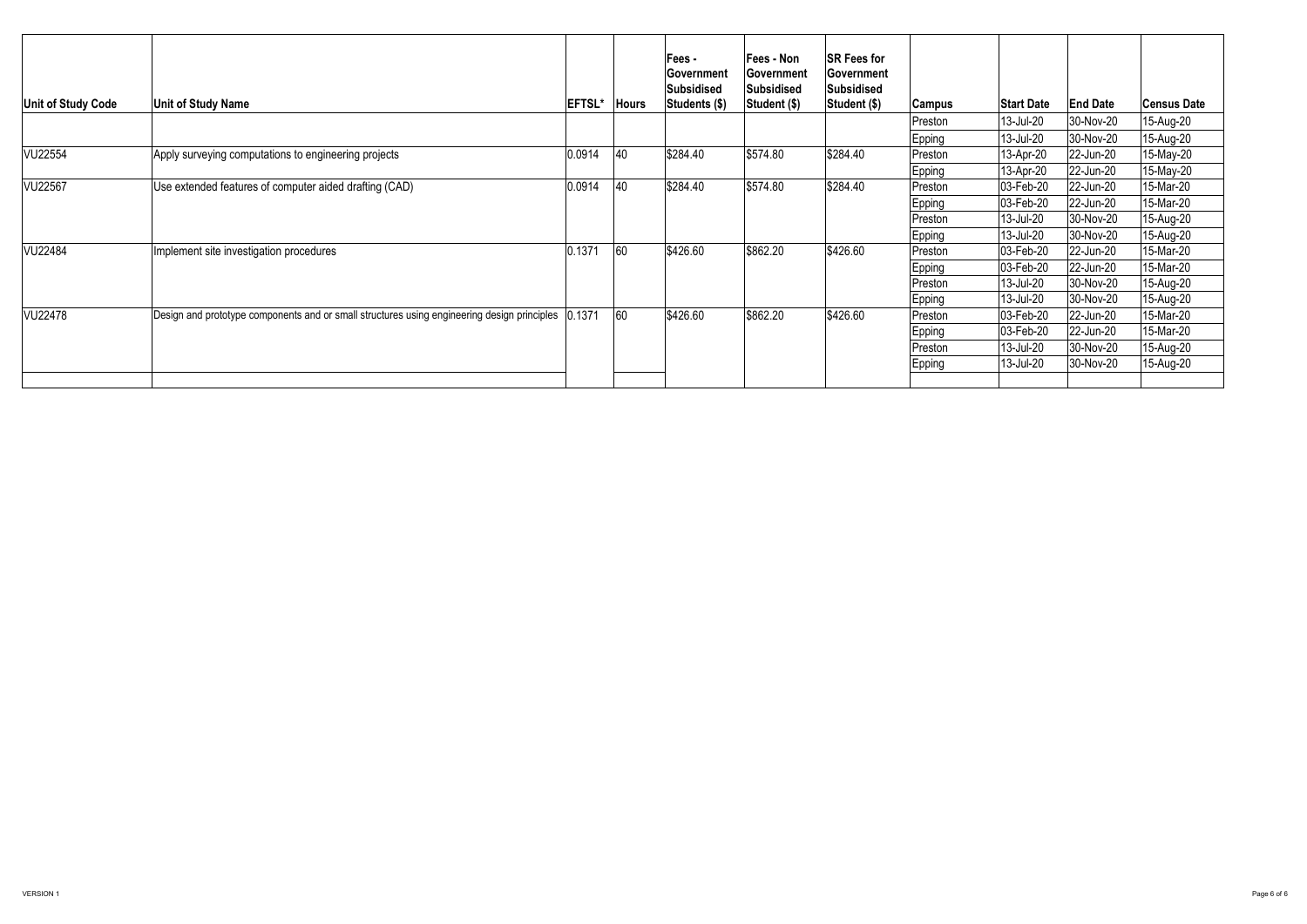| Unit of Study Code | Unit of Study Name | EFTSL* | Hours | Fees - Government Subsidised Students ($) | Fees - Non Government Subsidised Student ($) | SR Fees for Government Subsidised Student ($) | Campus | Start Date | End Date | Census Date |
|---|---|---|---|---|---|---|---|---|---|---|
| | | | | | | | Preston | 13-Jul-20 | 30-Nov-20 | 15-Aug-20 |
| | | | | | | | Epping | 13-Jul-20 | 30-Nov-20 | 15-Aug-20 |
| VU22554 | Apply surveying computations to engineering projects | 0.0914 | 40 | $284.40 | $574.80 | $284.40 | Preston | 13-Apr-20 | 22-Jun-20 | 15-May-20 |
| | | | | | | | Epping | 13-Apr-20 | 22-Jun-20 | 15-May-20 |
| VU22567 | Use extended features of computer aided drafting (CAD) | 0.0914 | 40 | $284.40 | $574.80 | $284.40 | Preston | 03-Feb-20 | 22-Jun-20 | 15-Mar-20 |
| | | | | | | | Epping | 03-Feb-20 | 22-Jun-20 | 15-Mar-20 |
| | | | | | | | Preston | 13-Jul-20 | 30-Nov-20 | 15-Aug-20 |
| | | | | | | | Epping | 13-Jul-20 | 30-Nov-20 | 15-Aug-20 |
| VU22484 | Implement site investigation procedures | 0.1371 | 60 | $426.60 | $862.20 | $426.60 | Preston | 03-Feb-20 | 22-Jun-20 | 15-Mar-20 |
| | | | | | | | Epping | 03-Feb-20 | 22-Jun-20 | 15-Mar-20 |
| | | | | | | | Preston | 13-Jul-20 | 30-Nov-20 | 15-Aug-20 |
| | | | | | | | Epping | 13-Jul-20 | 30-Nov-20 | 15-Aug-20 |
| VU22478 | Design and prototype components and or small structures using engineering design principles | 0.1371 | 60 | $426.60 | $862.20 | $426.60 | Preston | 03-Feb-20 | 22-Jun-20 | 15-Mar-20 |
| | | | | | | | Epping | 03-Feb-20 | 22-Jun-20 | 15-Mar-20 |
| | | | | | | | Preston | 13-Jul-20 | 30-Nov-20 | 15-Aug-20 |
| | | | | | | | Epping | 13-Jul-20 | 30-Nov-20 | 15-Aug-20 |

VERSION 1